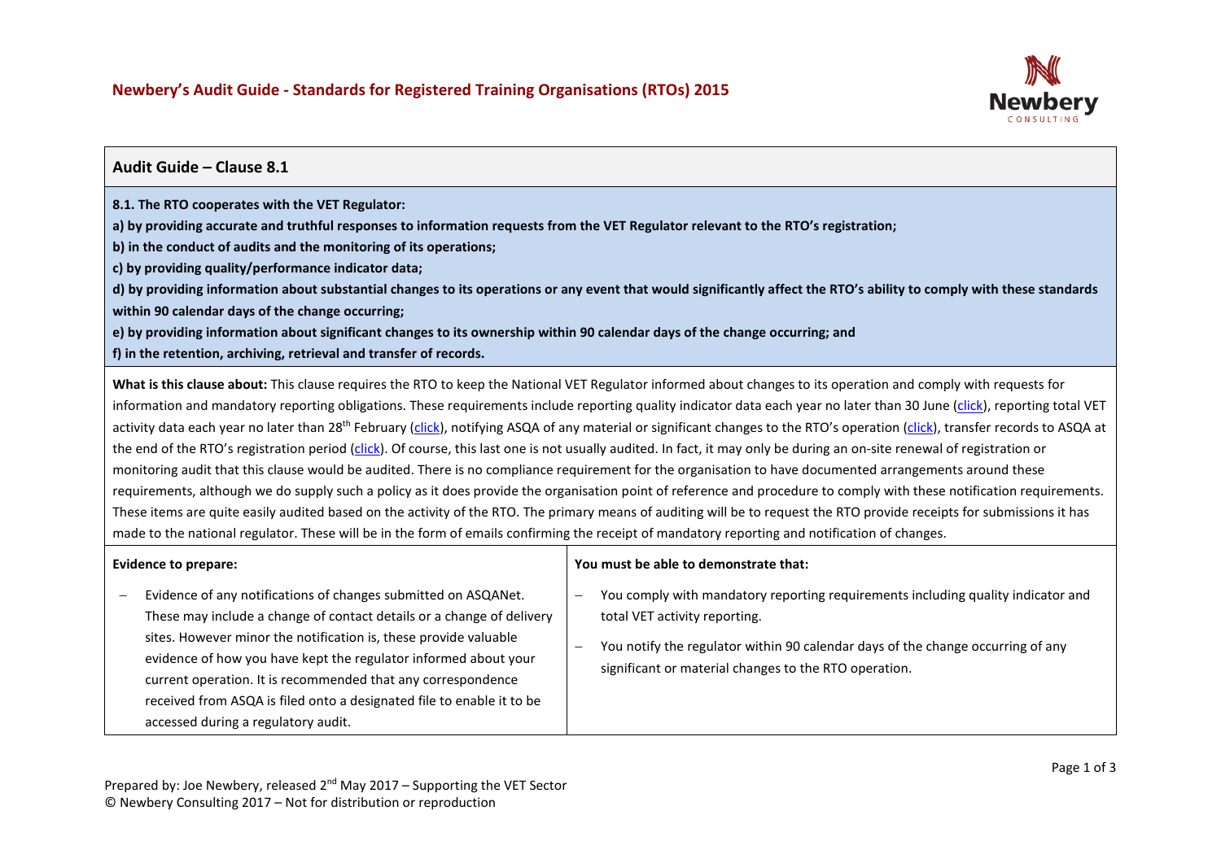# Newbery's Audit Guide - Standards for Registered Training Organisations (RTOs) 2015

## Audit Guide – Clause 8.1

**8.1. The RTO cooperates with the VET Regulator:**

**a) by providing accurate and truthful responses to information requests from the VET Regulator relevant to the RTO's registration;**

**b) in the conduct of audits and the monitoring of its operations;**

**c) by providing quality/performance indicator data;**

**d) by providing information about substantial changes to its operations or any event that would significantly affect the RTO's ability to comply with these standards within 90 calendar days of the change occurring;**

**e) by providing information about significant changes to its ownership within 90 calendar days of the change occurring; and**

**f) in the retention, archiving, retrieval and transfer of records.**

**What is this clause about:** This clause requires the RTO to keep the National VET Regulator informed about changes to its operation and comply with requests for information and mandatory reporting obligations. These requirements include reporting quality indicator data each year no later than 30 June (click), reporting total VET activity data each year no later than 28th February (click), notifying ASQA of any material or significant changes to the RTO's operation (click), transfer records to ASQA at the end of the RTO's registration period (click). Of course, this last one is not usually audited. In fact, it may only be during an on-site renewal of registration or monitoring audit that this clause would be audited. There is no compliance requirement for the organisation to have documented arrangements around these requirements, although we do supply such a policy as it does provide the organisation point of reference and procedure to comply with these notification requirements. These items are quite easily audited based on the activity of the RTO. The primary means of auditing will be to request the RTO provide receipts for submissions it has made to the national regulator. These will be in the form of emails confirming the receipt of mandatory reporting and notification of changes.

| Evidence to prepare: | You must be able to demonstrate that: |
|---|---|
| – Evidence of any notifications of changes submitted on ASQANet. These may include a change of contact details or a change of delivery sites. However minor the notification is, these provide valuable evidence of how you have kept the regulator informed about your current operation. It is recommended that any correspondence received from ASQA is filed onto a designated file to enable it to be accessed during a regulatory audit. | – You comply with mandatory reporting requirements including quality indicator and total VET activity reporting.<br>– You notify the regulator within 90 calendar days of the change occurring of any significant or material changes to the RTO operation. |

Prepared by: Joe Newbery, released 2nd May 2017 – Supporting the VET Sector
© Newbery Consulting 2017 – Not for distribution or reproduction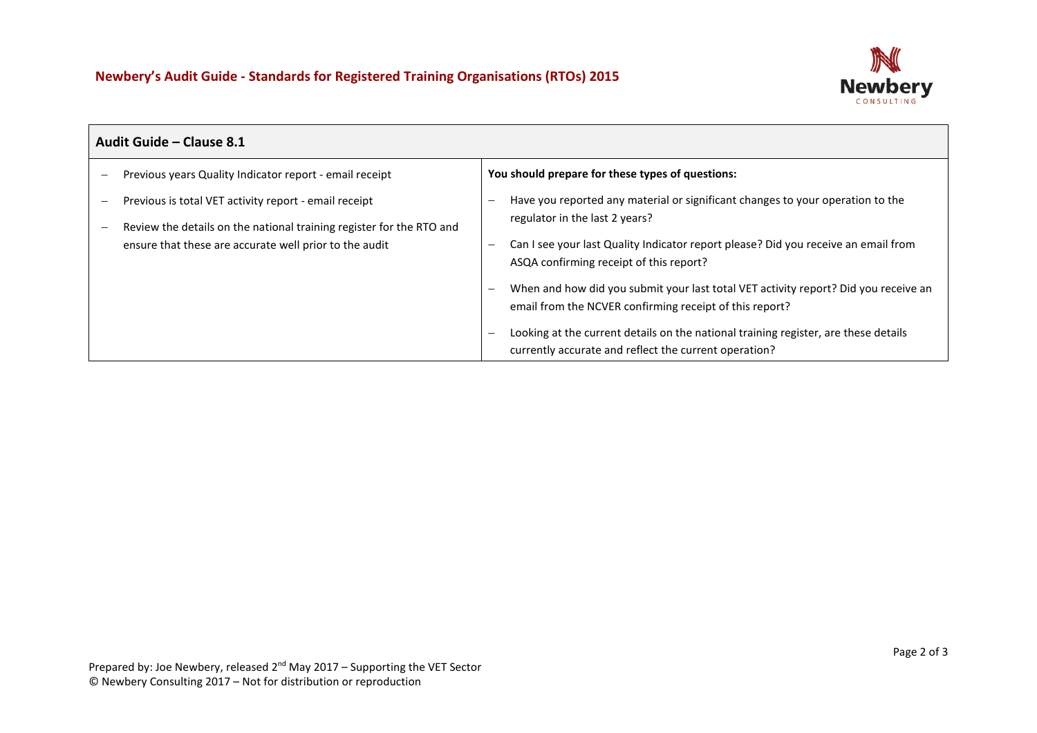| Audit Guide – Clause 8.1 | |
|---|---|
| – Previous years Quality Indicator report - email receipt<br>– Previous is total VET activity report - email receipt<br>– Review the details on the national training register for the RTO and ensure that these are accurate well prior to the audit | **You should prepare for these types of questions:**<br>– Have you reported any material or significant changes to your operation to the regulator in the last 2 years?<br>– Can I see your last Quality Indicator report please? Did you receive an email from ASQA confirming receipt of this report?<br>– When and how did you submit your last total VET activity report? Did you receive an email from the NCVER confirming receipt of this report?<br>– Looking at the current details on the national training register, are these details currently accurate and reflect the current operation? |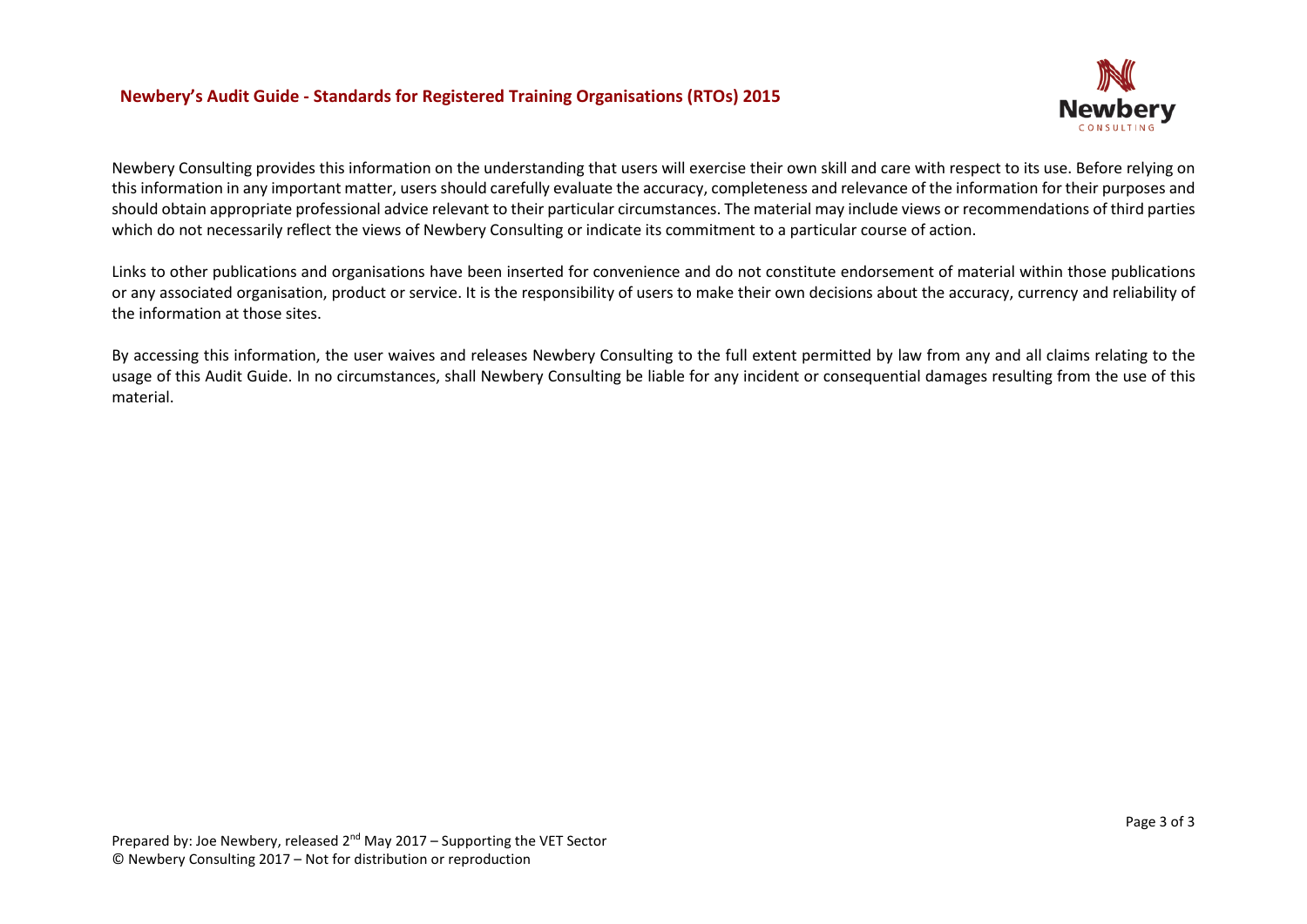Newbery Consulting provides this information on the understanding that users will exercise their own skill and care with respect to its use. Before relying on this information in any important matter, users should carefully evaluate the accuracy, completeness and relevance of the information for their purposes and should obtain appropriate professional advice relevant to their particular circumstances. The material may include views or recommendations of third parties which do not necessarily reflect the views of Newbery Consulting or indicate its commitment to a particular course of action.

Links to other publications and organisations have been inserted for convenience and do not constitute endorsement of material within those publications or any associated organisation, product or service. It is the responsibility of users to make their own decisions about the accuracy, currency and reliability of the information at those sites.

By accessing this information, the user waives and releases Newbery Consulting to the full extent permitted by law from any and all claims relating to the usage of this Audit Guide. In no circumstances, shall Newbery Consulting be liable for any incident or consequential damages resulting from the use of this material.